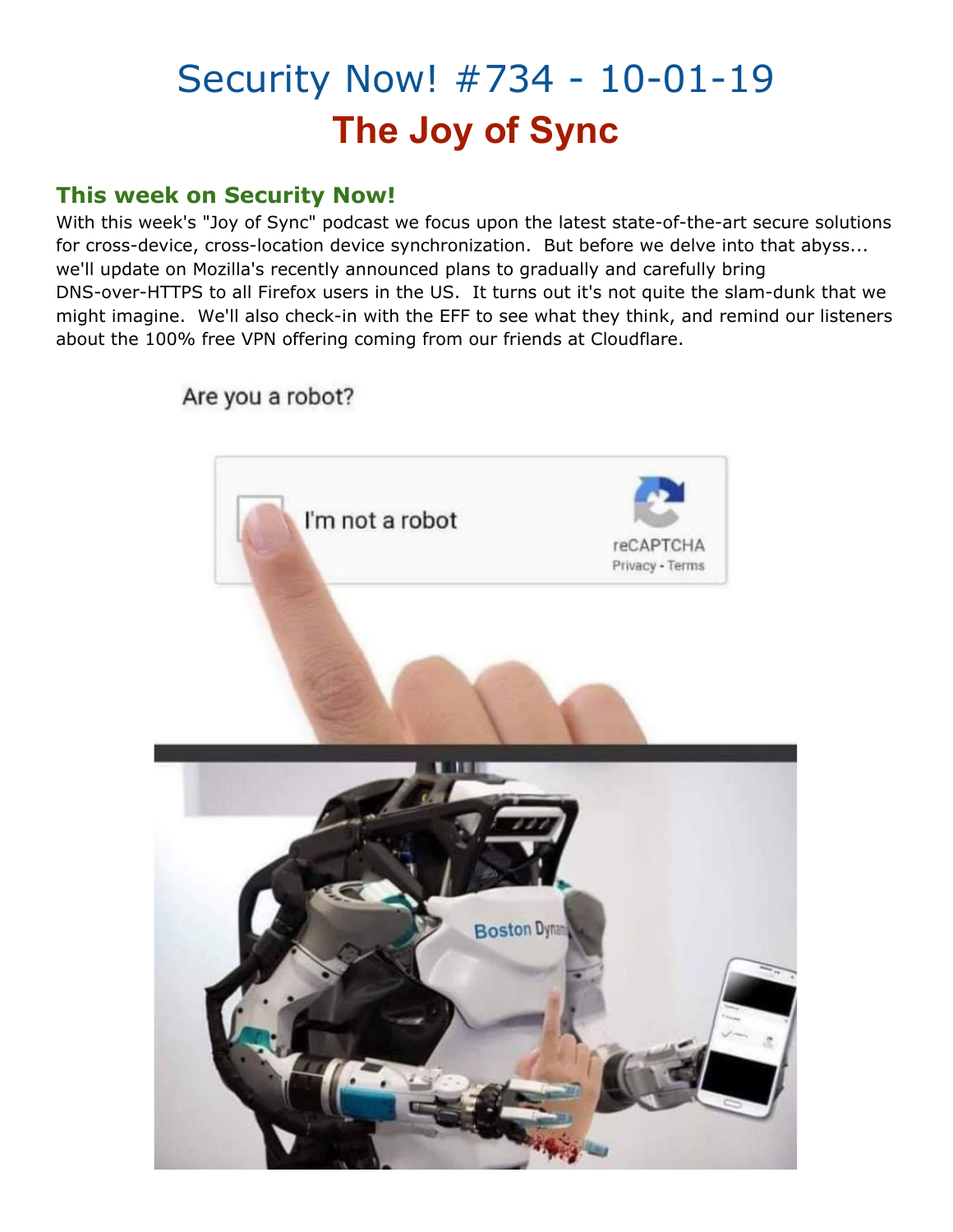# Security Now! #734 - 10-01-19

# The Joy of Sync

## This week on Security Now!

With this week's "Joy of Sync" podcast we focus upon the latest state-of-the-art secure solutions for cross-device, cross-location device synchronization. But before we delve into that abyss... we'll update on Mozilla's recently announced plans to gradually and carefully bring DNS-over-HTTPS to all Firefox users in the US. It turns out it's not quite the slam-dunk that we might imagine. We'll also check-in with the EFF to see what they think, and remind our listeners about the 100% free VPN offering coming from our friends at Cloudflare.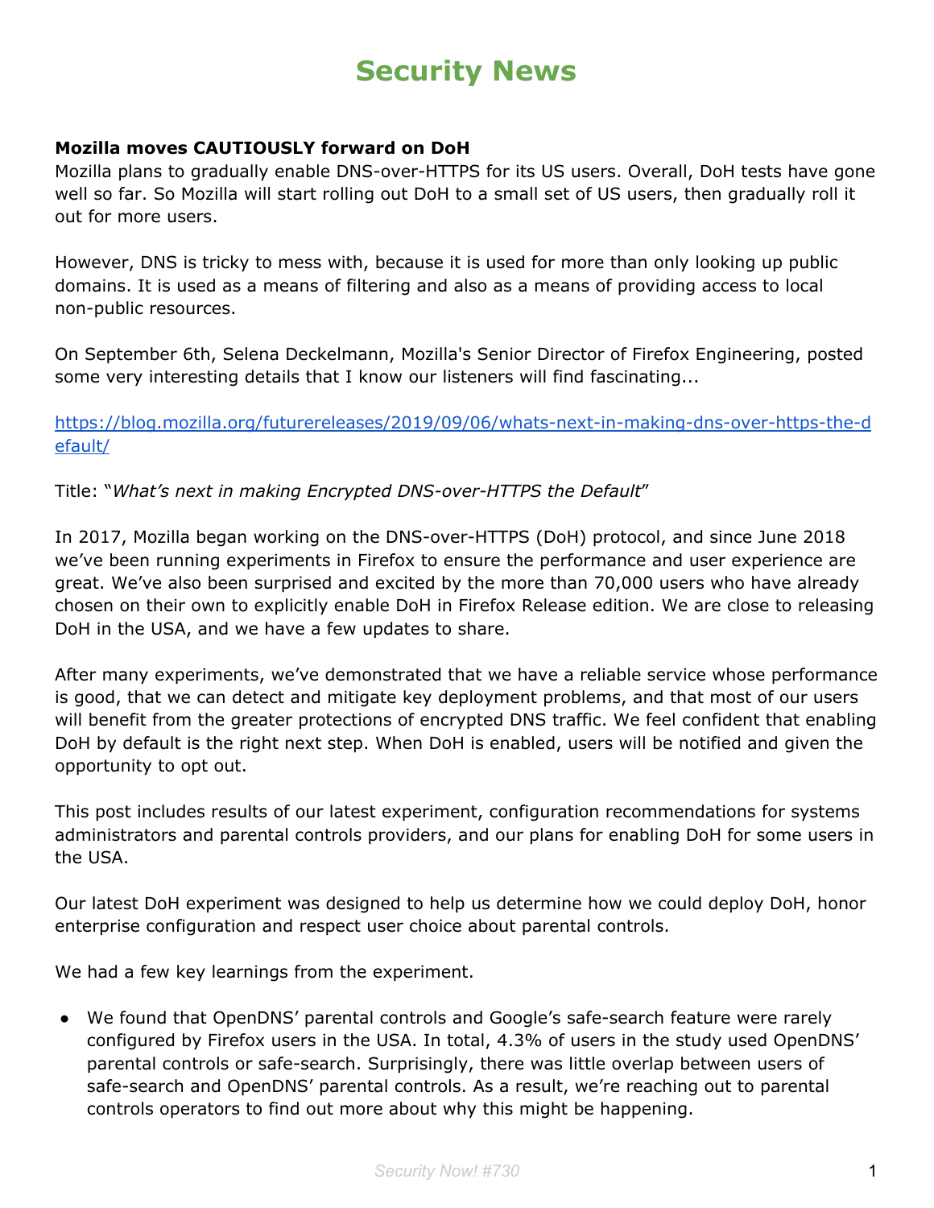# Security News

**Mozilla moves CAUTIOUSLY forward on DoH**

Mozilla plans to gradually enable DNS-over-HTTPS for its US users. Overall, DoH tests have gone well so far. So Mozilla will start rolling out DoH to a small set of US users, then gradually roll it out for more users.

However, DNS is tricky to mess with, because it is used for more than only looking up public domains. It is used as a means of filtering and also as a means of providing access to local non-public resources.

On September 6th, Selena Deckelmann, Mozilla's Senior Director of Firefox Engineering, posted some very interesting details that I know our listeners will find fascinating...

https://blog.mozilla.org/futurereleases/2019/09/06/whats-next-in-making-dns-over-https-the-default/

Title: "*What's next in making Encrypted DNS-over-HTTPS the Default*"

In 2017, Mozilla began working on the DNS-over-HTTPS (DoH) protocol, and since June 2018 we've been running experiments in Firefox to ensure the performance and user experience are great. We've also been surprised and excited by the more than 70,000 users who have already chosen on their own to explicitly enable DoH in Firefox Release edition. We are close to releasing DoH in the USA, and we have a few updates to share.

After many experiments, we've demonstrated that we have a reliable service whose performance is good, that we can detect and mitigate key deployment problems, and that most of our users will benefit from the greater protections of encrypted DNS traffic. We feel confident that enabling DoH by default is the right next step. When DoH is enabled, users will be notified and given the opportunity to opt out.

This post includes results of our latest experiment, configuration recommendations for systems administrators and parental controls providers, and our plans for enabling DoH for some users in the USA.

Our latest DoH experiment was designed to help us determine how we could deploy DoH, honor enterprise configuration and respect user choice about parental controls.

We had a few key learnings from the experiment.

- We found that OpenDNS' parental controls and Google's safe-search feature were rarely configured by Firefox users in the USA. In total, 4.3% of users in the study used OpenDNS' parental controls or safe-search. Surprisingly, there was little overlap between users of safe-search and OpenDNS' parental controls. As a result, we're reaching out to parental controls operators to find out more about why this might be happening.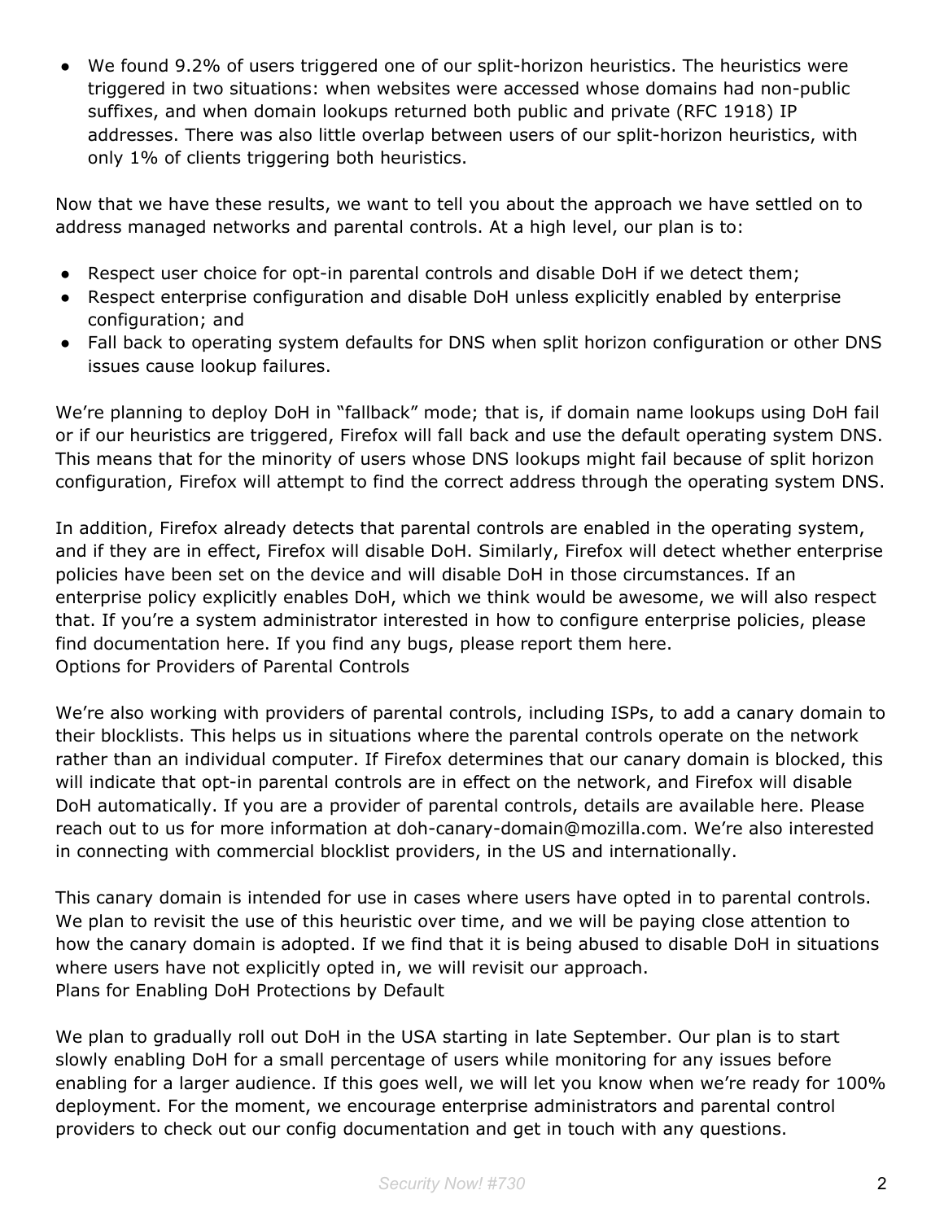- We found 9.2% of users triggered one of our split-horizon heuristics. The heuristics were triggered in two situations: when websites were accessed whose domains had non-public suffixes, and when domain lookups returned both public and private (RFC 1918) IP addresses. There was also little overlap between users of our split-horizon heuristics, with only 1% of clients triggering both heuristics.

Now that we have these results, we want to tell you about the approach we have settled on to address managed networks and parental controls. At a high level, our plan is to:

- Respect user choice for opt-in parental controls and disable DoH if we detect them;
- Respect enterprise configuration and disable DoH unless explicitly enabled by enterprise configuration; and
- Fall back to operating system defaults for DNS when split horizon configuration or other DNS issues cause lookup failures.

We're planning to deploy DoH in "fallback" mode; that is, if domain name lookups using DoH fail or if our heuristics are triggered, Firefox will fall back and use the default operating system DNS. This means that for the minority of users whose DNS lookups might fail because of split horizon configuration, Firefox will attempt to find the correct address through the operating system DNS.

In addition, Firefox already detects that parental controls are enabled in the operating system, and if they are in effect, Firefox will disable DoH. Similarly, Firefox will detect whether enterprise policies have been set on the device and will disable DoH in those circumstances. If an enterprise policy explicitly enables DoH, which we think would be awesome, we will also respect that. If you're a system administrator interested in how to configure enterprise policies, please find documentation here. If you find any bugs, please report them here.

Options for Providers of Parental Controls

We're also working with providers of parental controls, including ISPs, to add a canary domain to their blocklists. This helps us in situations where the parental controls operate on the network rather than an individual computer. If Firefox determines that our canary domain is blocked, this will indicate that opt-in parental controls are in effect on the network, and Firefox will disable DoH automatically. If you are a provider of parental controls, details are available here. Please reach out to us for more information at doh-canary-domain@mozilla.com. We're also interested in connecting with commercial blocklist providers, in the US and internationally.

This canary domain is intended for use in cases where users have opted in to parental controls. We plan to revisit the use of this heuristic over time, and we will be paying close attention to how the canary domain is adopted. If we find that it is being abused to disable DoH in situations where users have not explicitly opted in, we will revisit our approach.

Plans for Enabling DoH Protections by Default

We plan to gradually roll out DoH in the USA starting in late September. Our plan is to start slowly enabling DoH for a small percentage of users while monitoring for any issues before enabling for a larger audience. If this goes well, we will let you know when we're ready for 100% deployment. For the moment, we encourage enterprise administrators and parental control providers to check out our config documentation and get in touch with any questions.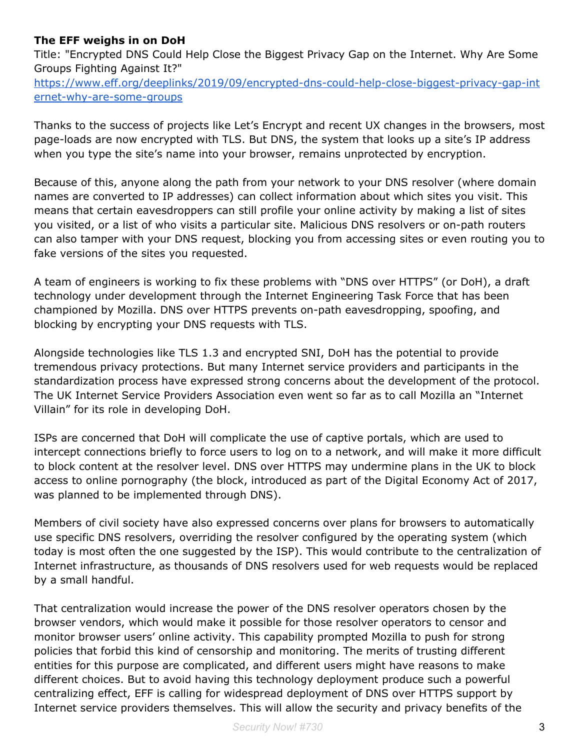**The EFF weighs in on DoH**

Title: "Encrypted DNS Could Help Close the Biggest Privacy Gap on the Internet. Why Are Some Groups Fighting Against It?"

https://www.eff.org/deeplinks/2019/09/encrypted-dns-could-help-close-biggest-privacy-gap-internet-why-are-some-groups

Thanks to the success of projects like Let's Encrypt and recent UX changes in the browsers, most page-loads are now encrypted with TLS. But DNS, the system that looks up a site's IP address when you type the site's name into your browser, remains unprotected by encryption.

Because of this, anyone along the path from your network to your DNS resolver (where domain names are converted to IP addresses) can collect information about which sites you visit. This means that certain eavesdroppers can still profile your online activity by making a list of sites you visited, or a list of who visits a particular site. Malicious DNS resolvers or on-path routers can also tamper with your DNS request, blocking you from accessing sites or even routing you to fake versions of the sites you requested.

A team of engineers is working to fix these problems with "DNS over HTTPS" (or DoH), a draft technology under development through the Internet Engineering Task Force that has been championed by Mozilla. DNS over HTTPS prevents on-path eavesdropping, spoofing, and blocking by encrypting your DNS requests with TLS.

Alongside technologies like TLS 1.3 and encrypted SNI, DoH has the potential to provide tremendous privacy protections. But many Internet service providers and participants in the standardization process have expressed strong concerns about the development of the protocol. The UK Internet Service Providers Association even went so far as to call Mozilla an "Internet Villain" for its role in developing DoH.

ISPs are concerned that DoH will complicate the use of captive portals, which are used to intercept connections briefly to force users to log on to a network, and will make it more difficult to block content at the resolver level. DNS over HTTPS may undermine plans in the UK to block access to online pornography (the block, introduced as part of the Digital Economy Act of 2017, was planned to be implemented through DNS).

Members of civil society have also expressed concerns over plans for browsers to automatically use specific DNS resolvers, overriding the resolver configured by the operating system (which today is most often the one suggested by the ISP). This would contribute to the centralization of Internet infrastructure, as thousands of DNS resolvers used for web requests would be replaced by a small handful.

That centralization would increase the power of the DNS resolver operators chosen by the browser vendors, which would make it possible for those resolver operators to censor and monitor browser users' online activity. This capability prompted Mozilla to push for strong policies that forbid this kind of censorship and monitoring. The merits of trusting different entities for this purpose are complicated, and different users might have reasons to make different choices. But to avoid having this technology deployment produce such a powerful centralizing effect, EFF is calling for widespread deployment of DNS over HTTPS support by Internet service providers themselves. This will allow the security and privacy benefits of the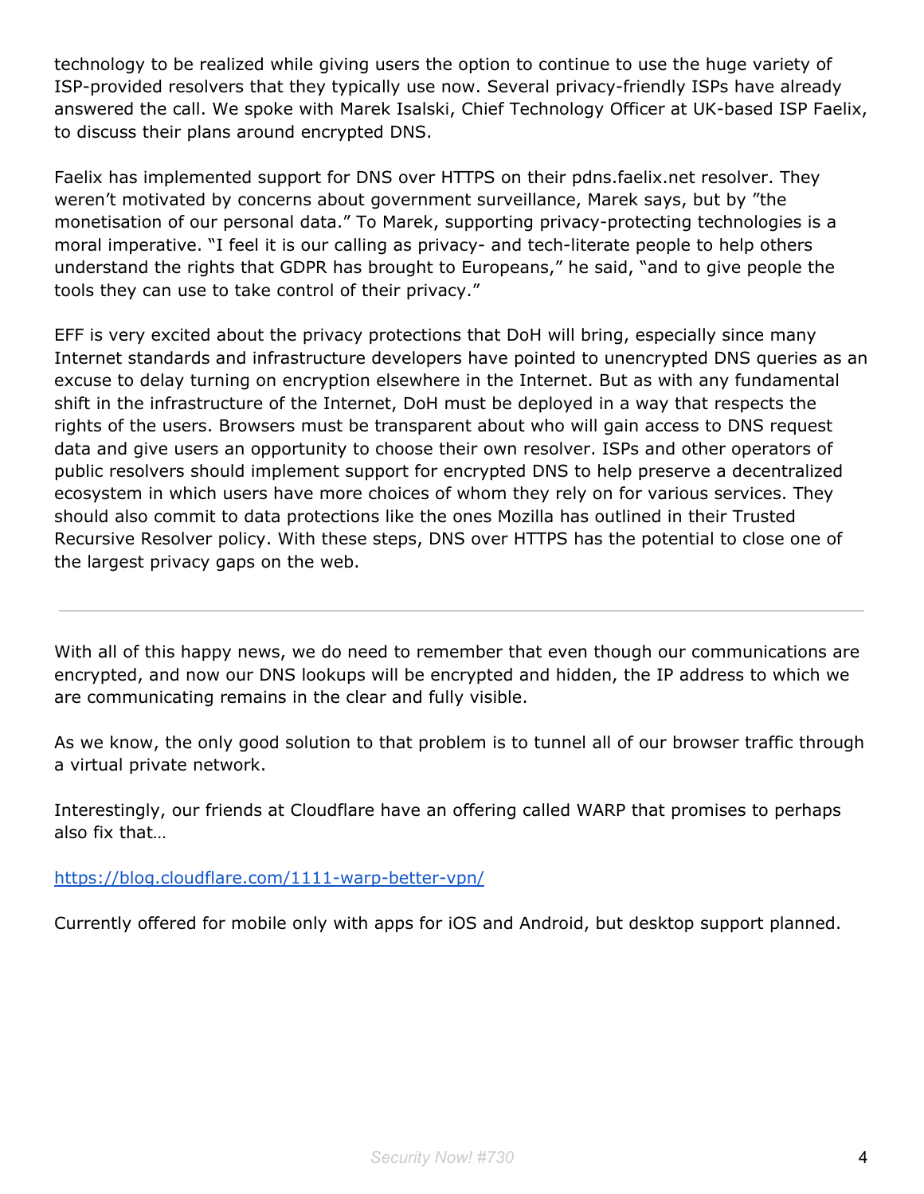technology to be realized while giving users the option to continue to use the huge variety of ISP-provided resolvers that they typically use now. Several privacy-friendly ISPs have already answered the call. We spoke with Marek Isalski, Chief Technology Officer at UK-based ISP Faelix, to discuss their plans around encrypted DNS.

Faelix has implemented support for DNS over HTTPS on their pdns.faelix.net resolver. They weren't motivated by concerns about government surveillance, Marek says, but by "the monetisation of our personal data." To Marek, supporting privacy-protecting technologies is a moral imperative. "I feel it is our calling as privacy- and tech-literate people to help others understand the rights that GDPR has brought to Europeans," he said, "and to give people the tools they can use to take control of their privacy."

EFF is very excited about the privacy protections that DoH will bring, especially since many Internet standards and infrastructure developers have pointed to unencrypted DNS queries as an excuse to delay turning on encryption elsewhere in the Internet. But as with any fundamental shift in the infrastructure of the Internet, DoH must be deployed in a way that respects the rights of the users. Browsers must be transparent about who will gain access to DNS request data and give users an opportunity to choose their own resolver. ISPs and other operators of public resolvers should implement support for encrypted DNS to help preserve a decentralized ecosystem in which users have more choices of whom they rely on for various services. They should also commit to data protections like the ones Mozilla has outlined in their Trusted Recursive Resolver policy. With these steps, DNS over HTTPS has the potential to close one of the largest privacy gaps on the web.

---

With all of this happy news, we do need to remember that even though our communications are encrypted, and now our DNS lookups will be encrypted and hidden, the IP address to which we are communicating remains in the clear and fully visible.

As we know, the only good solution to that problem is to tunnel all of our browser traffic through a virtual private network.

Interestingly, our friends at Cloudflare have an offering called WARP that promises to perhaps also fix that…

https://blog.cloudflare.com/1111-warp-better-vpn/

Currently offered for mobile only with apps for iOS and Android, but desktop support planned.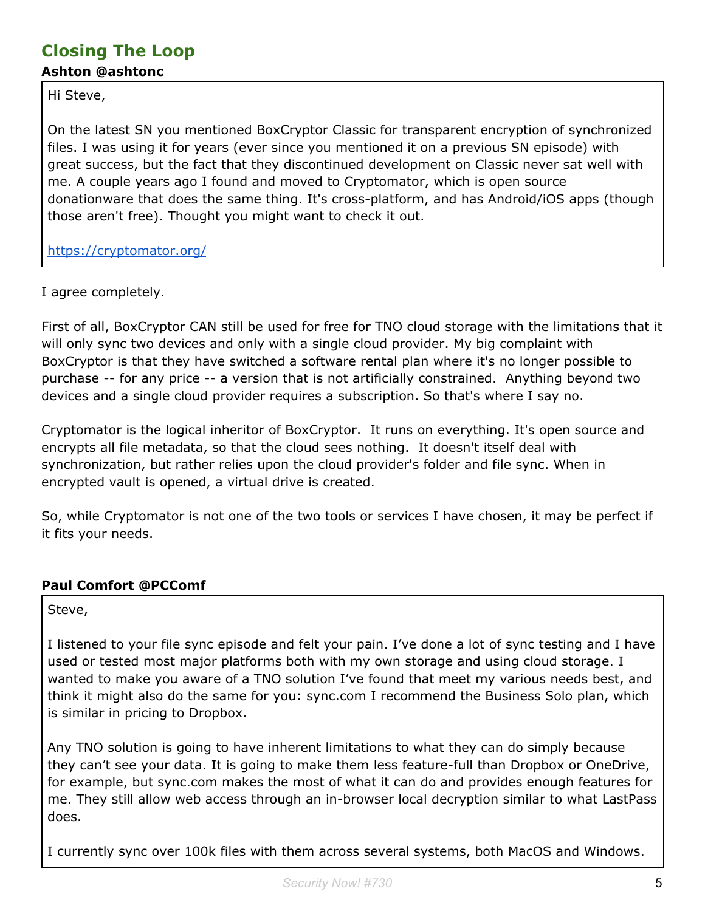## Closing The Loop

**Ashton @ashtonc**

> Hi Steve,
>
> On the latest SN you mentioned BoxCryptor Classic for transparent encryption of synchronized files. I was using it for years (ever since you mentioned it on a previous SN episode) with great success, but the fact that they discontinued development on Classic never sat well with me. A couple years ago I found and moved to Cryptomator, which is open source donationware that does the same thing. It's cross-platform, and has Android/iOS apps (though those aren't free). Thought you might want to check it out.
>
> https://cryptomator.org/

I agree completely.

First of all, BoxCryptor CAN still be used for free for TNO cloud storage with the limitations that it will only sync two devices and only with a single cloud provider. My big complaint with BoxCryptor is that they have switched a software rental plan where it's no longer possible to purchase -- for any price -- a version that is not artificially constrained. Anything beyond two devices and a single cloud provider requires a subscription. So that's where I say no.

Cryptomator is the logical inheritor of BoxCryptor. It runs on everything. It's open source and encrypts all file metadata, so that the cloud sees nothing. It doesn't itself deal with synchronization, but rather relies upon the cloud provider's folder and file sync. When in encrypted vault is opened, a virtual drive is created.

So, while Cryptomator is not one of the two tools or services I have chosen, it may be perfect if it fits your needs.

**Paul Comfort @PCComf**

> Steve,
>
> I listened to your file sync episode and felt your pain. I've done a lot of sync testing and I have used or tested most major platforms both with my own storage and using cloud storage. I wanted to make you aware of a TNO solution I've found that meet my various needs best, and think it might also do the same for you: sync.com I recommend the Business Solo plan, which is similar in pricing to Dropbox.
>
> Any TNO solution is going to have inherent limitations to what they can do simply because they can't see your data. It is going to make them less feature-full than Dropbox or OneDrive, for example, but sync.com makes the most of what it can do and provides enough features for me. They still allow web access through an in-browser local decryption similar to what LastPass does.
>
> I currently sync over 100k files with them across several systems, both MacOS and Windows.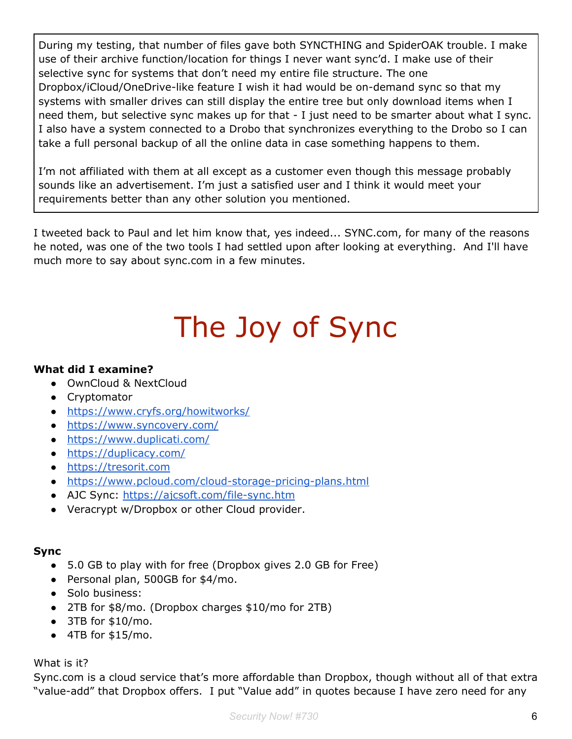> During my testing, that number of files gave both SYNCTHING and SpiderOAK trouble. I make use of their archive function/location for things I never want sync'd. I make use of their selective sync for systems that don't need my entire file structure. The one Dropbox/iCloud/OneDrive-like feature I wish it had would be on-demand sync so that my systems with smaller drives can still display the entire tree but only download items when I need them, but selective sync makes up for that - I just need to be smarter about what I sync. I also have a system connected to a Drobo that synchronizes everything to the Drobo so I can take a full personal backup of all the online data in case something happens to them.
>
> I'm not affiliated with them at all except as a customer even though this message probably sounds like an advertisement. I'm just a satisfied user and I think it would meet your requirements better than any other solution you mentioned.

I tweeted back to Paul and let him know that, yes indeed... SYNC.com, for many of the reasons he noted, was one of the two tools I had settled upon after looking at everything. And I'll have much more to say about sync.com in a few minutes.

# The Joy of Sync

**What did I examine?**

- OwnCloud & NextCloud
- Cryptomator
- https://www.cryfs.org/howitworks/
- https://www.syncovery.com/
- https://www.duplicati.com/
- https://duplicacy.com/
- https://tresorit.com
- https://www.pcloud.com/cloud-storage-pricing-plans.html
- AJC Sync: https://ajcsoft.com/file-sync.htm
- Veracrypt w/Dropbox or other Cloud provider.

**Sync**

- 5.0 GB to play with for free (Dropbox gives 2.0 GB for Free)
- Personal plan, 500GB for $4/mo.
- Solo business:
- 2TB for $8/mo. (Dropbox charges $10/mo for 2TB)
- 3TB for $10/mo.
- 4TB for $15/mo.

What is it?

Sync.com is a cloud service that's more affordable than Dropbox, though without all of that extra "value-add" that Dropbox offers. I put "Value add" in quotes because I have zero need for any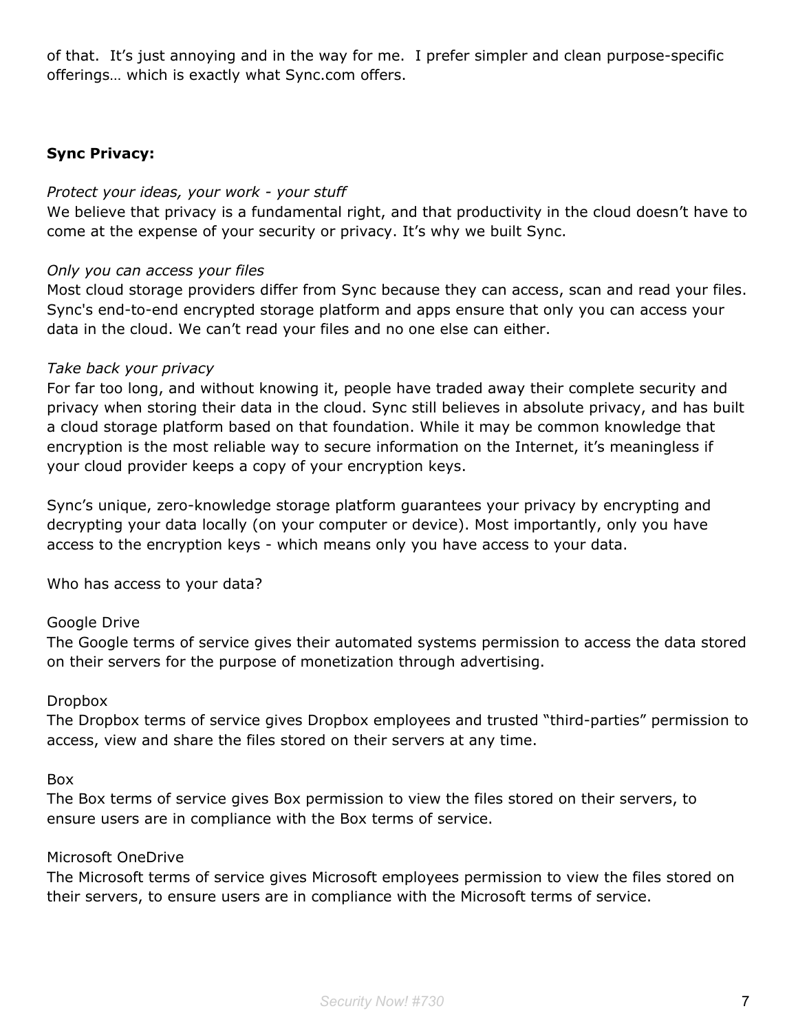of that. It's just annoying and in the way for me. I prefer simpler and clean purpose-specific offerings… which is exactly what Sync.com offers.

**Sync Privacy:**

*Protect your ideas, your work - your stuff*
We believe that privacy is a fundamental right, and that productivity in the cloud doesn't have to come at the expense of your security or privacy. It's why we built Sync.

*Only you can access your files*
Most cloud storage providers differ from Sync because they can access, scan and read your files. Sync's end-to-end encrypted storage platform and apps ensure that only you can access your data in the cloud. We can't read your files and no one else can either.

*Take back your privacy*
For far too long, and without knowing it, people have traded away their complete security and privacy when storing their data in the cloud. Sync still believes in absolute privacy, and has built a cloud storage platform based on that foundation. While it may be common knowledge that encryption is the most reliable way to secure information on the Internet, it's meaningless if your cloud provider keeps a copy of your encryption keys.

Sync's unique, zero-knowledge storage platform guarantees your privacy by encrypting and decrypting your data locally (on your computer or device). Most importantly, only you have access to the encryption keys - which means only you have access to your data.

Who has access to your data?

Google Drive
The Google terms of service gives their automated systems permission to access the data stored on their servers for the purpose of monetization through advertising.

Dropbox
The Dropbox terms of service gives Dropbox employees and trusted "third-parties" permission to access, view and share the files stored on their servers at any time.

Box
The Box terms of service gives Box permission to view the files stored on their servers, to ensure users are in compliance with the Box terms of service.

Microsoft OneDrive
The Microsoft terms of service gives Microsoft employees permission to view the files stored on their servers, to ensure users are in compliance with the Microsoft terms of service.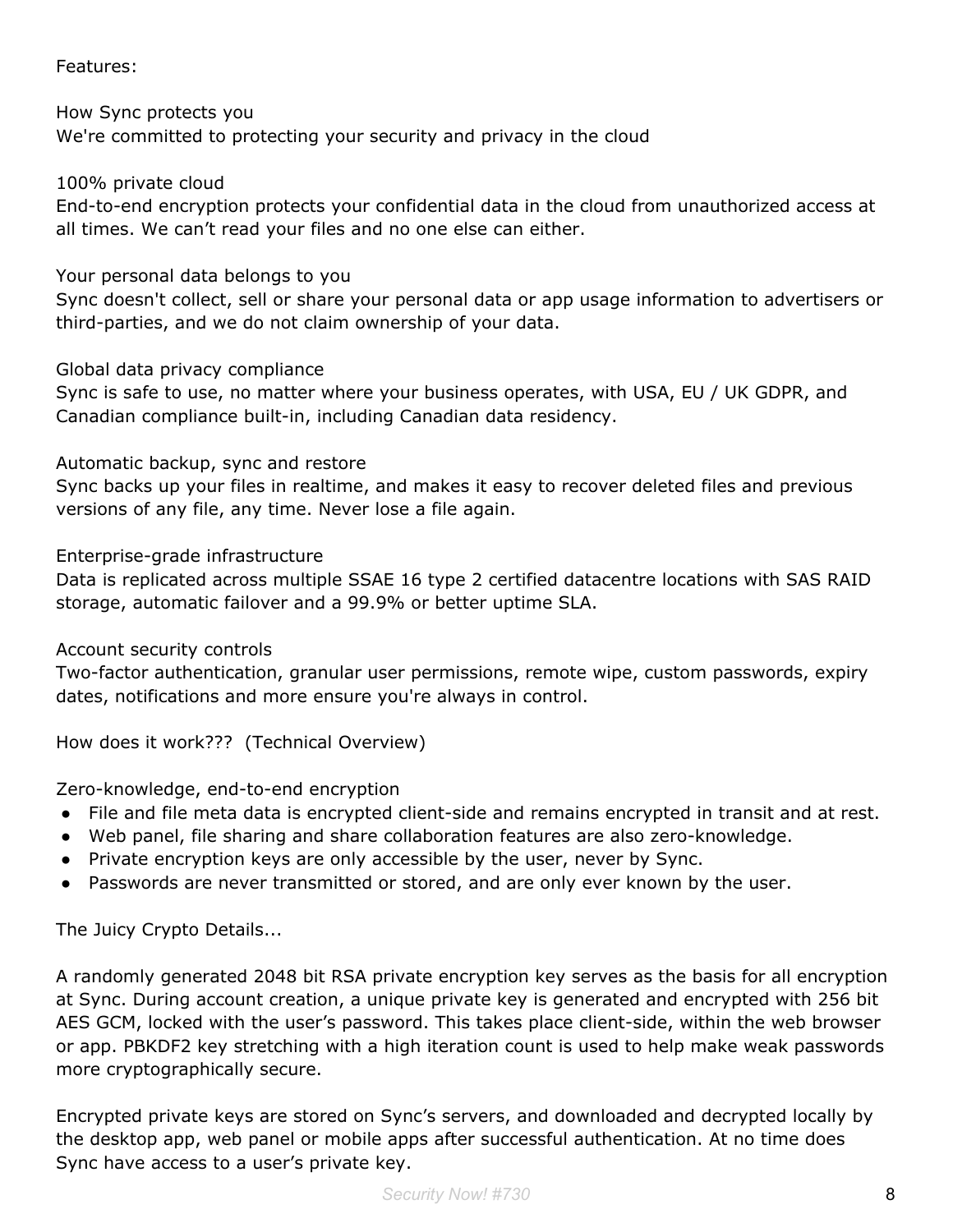Features:

How Sync protects you
We're committed to protecting your security and privacy in the cloud

100% private cloud
End-to-end encryption protects your confidential data in the cloud from unauthorized access at all times. We can't read your files and no one else can either.

Your personal data belongs to you
Sync doesn't collect, sell or share your personal data or app usage information to advertisers or third-parties, and we do not claim ownership of your data.

Global data privacy compliance
Sync is safe to use, no matter where your business operates, with USA, EU / UK GDPR, and Canadian compliance built-in, including Canadian data residency.

Automatic backup, sync and restore
Sync backs up your files in realtime, and makes it easy to recover deleted files and previous versions of any file, any time. Never lose a file again.

Enterprise-grade infrastructure
Data is replicated across multiple SSAE 16 type 2 certified datacentre locations with SAS RAID storage, automatic failover and a 99.9% or better uptime SLA.

Account security controls
Two-factor authentication, granular user permissions, remote wipe, custom passwords, expiry dates, notifications and more ensure you're always in control.

How does it work??? (Technical Overview)

Zero-knowledge, end-to-end encryption

- File and file meta data is encrypted client-side and remains encrypted in transit and at rest.
- Web panel, file sharing and share collaboration features are also zero-knowledge.
- Private encryption keys are only accessible by the user, never by Sync.
- Passwords are never transmitted or stored, and are only ever known by the user.

The Juicy Crypto Details...

A randomly generated 2048 bit RSA private encryption key serves as the basis for all encryption at Sync. During account creation, a unique private key is generated and encrypted with 256 bit AES GCM, locked with the user's password. This takes place client-side, within the web browser or app. PBKDF2 key stretching with a high iteration count is used to help make weak passwords more cryptographically secure.

Encrypted private keys are stored on Sync's servers, and downloaded and decrypted locally by the desktop app, web panel or mobile apps after successful authentication. At no time does Sync have access to a user's private key.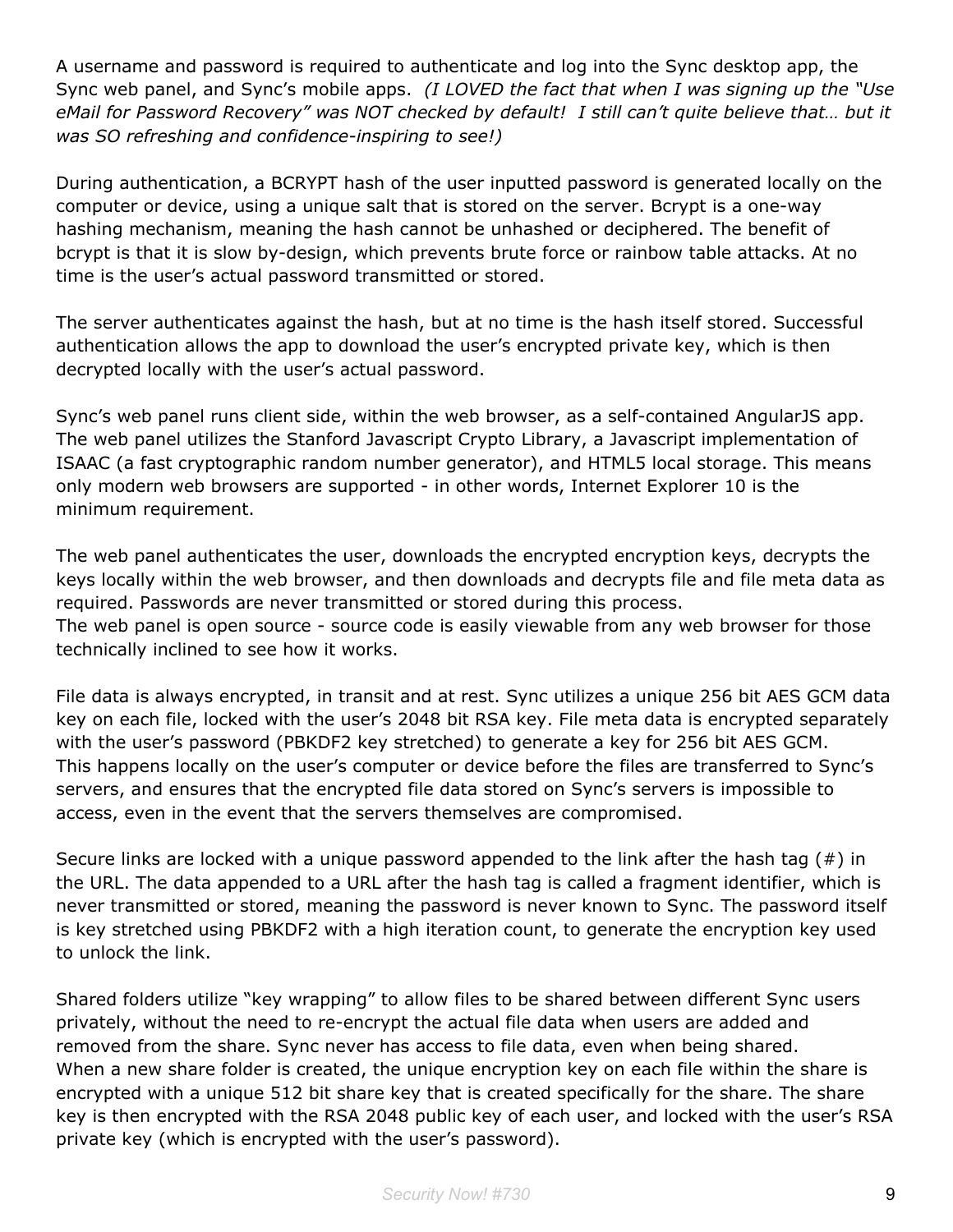A username and password is required to authenticate and log into the Sync desktop app, the Sync web panel, and Sync's mobile apps. *(I LOVED the fact that when I was signing up the "Use eMail for Password Recovery" was NOT checked by default! I still can't quite believe that… but it was SO refreshing and confidence-inspiring to see!)*

During authentication, a BCRYPT hash of the user inputted password is generated locally on the computer or device, using a unique salt that is stored on the server. Bcrypt is a one-way hashing mechanism, meaning the hash cannot be unhashed or deciphered. The benefit of bcrypt is that it is slow by-design, which prevents brute force or rainbow table attacks. At no time is the user's actual password transmitted or stored.

The server authenticates against the hash, but at no time is the hash itself stored. Successful authentication allows the app to download the user's encrypted private key, which is then decrypted locally with the user's actual password.

Sync's web panel runs client side, within the web browser, as a self-contained AngularJS app. The web panel utilizes the Stanford Javascript Crypto Library, a Javascript implementation of ISAAC (a fast cryptographic random number generator), and HTML5 local storage. This means only modern web browsers are supported - in other words, Internet Explorer 10 is the minimum requirement.

The web panel authenticates the user, downloads the encrypted encryption keys, decrypts the keys locally within the web browser, and then downloads and decrypts file and file meta data as required. Passwords are never transmitted or stored during this process.
The web panel is open source - source code is easily viewable from any web browser for those technically inclined to see how it works.

File data is always encrypted, in transit and at rest. Sync utilizes a unique 256 bit AES GCM data key on each file, locked with the user's 2048 bit RSA key. File meta data is encrypted separately with the user's password (PBKDF2 key stretched) to generate a key for 256 bit AES GCM. This happens locally on the user's computer or device before the files are transferred to Sync's servers, and ensures that the encrypted file data stored on Sync's servers is impossible to access, even in the event that the servers themselves are compromised.

Secure links are locked with a unique password appended to the link after the hash tag (#) in the URL. The data appended to a URL after the hash tag is called a fragment identifier, which is never transmitted or stored, meaning the password is never known to Sync. The password itself is key stretched using PBKDF2 with a high iteration count, to generate the encryption key used to unlock the link.

Shared folders utilize "key wrapping" to allow files to be shared between different Sync users privately, without the need to re-encrypt the actual file data when users are added and removed from the share. Sync never has access to file data, even when being shared.
When a new share folder is created, the unique encryption key on each file within the share is encrypted with a unique 512 bit share key that is created specifically for the share. The share key is then encrypted with the RSA 2048 public key of each user, and locked with the user's RSA private key (which is encrypted with the user's password).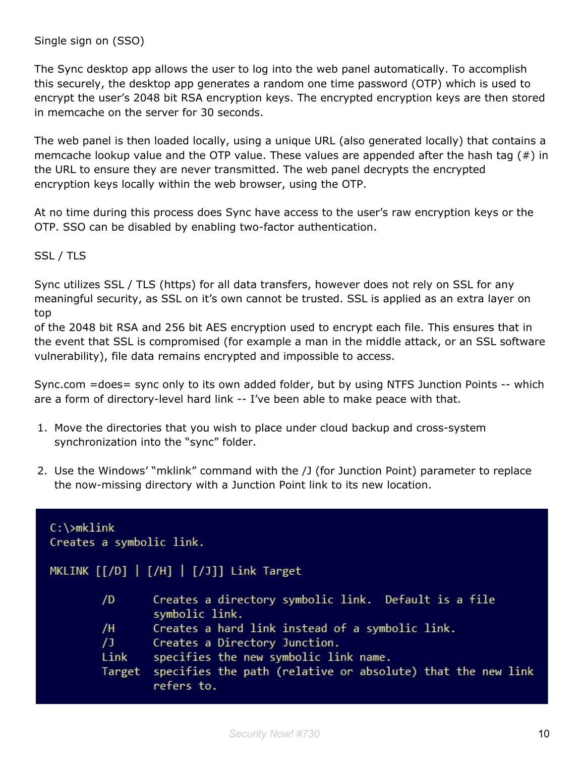Single sign on (SSO)

The Sync desktop app allows the user to log into the web panel automatically. To accomplish this securely, the desktop app generates a random one time password (OTP) which is used to encrypt the user's 2048 bit RSA encryption keys. The encrypted encryption keys are then stored in memcache on the server for 30 seconds.

The web panel is then loaded locally, using a unique URL (also generated locally) that contains a memcache lookup value and the OTP value. These values are appended after the hash tag (#) in the URL to ensure they are never transmitted. The web panel decrypts the encrypted encryption keys locally within the web browser, using the OTP.

At no time during this process does Sync have access to the user's raw encryption keys or the OTP. SSO can be disabled by enabling two-factor authentication.

SSL / TLS

Sync utilizes SSL / TLS (https) for all data transfers, however does not rely on SSL for any meaningful security, as SSL on it's own cannot be trusted. SSL is applied as an extra layer on top
of the 2048 bit RSA and 256 bit AES encryption used to encrypt each file. This ensures that in the event that SSL is compromised (for example a man in the middle attack, or an SSL software vulnerability), file data remains encrypted and impossible to access.

Sync.com =does= sync only to its own added folder, but by using NTFS Junction Points -- which are a form of directory-level hard link -- I've been able to make peace with that.

1. Move the directories that you wish to place under cloud backup and cross-system synchronization into the "sync" folder.

2. Use the Windows' "mklink" command with the /J (for Junction Point) parameter to replace the now-missing directory with a Junction Point link to its new location.

```
C:\>mklink
Creates a symbolic link.

MKLINK [[/D] | [/H] | [/J]] Link Target

        /D      Creates a directory symbolic link.  Default is a file
                symbolic link.
        /H      Creates a hard link instead of a symbolic link.
        /J      Creates a Directory Junction.
        Link    specifies the new symbolic link name.
        Target  specifies the path (relative or absolute) that the new link
                refers to.
```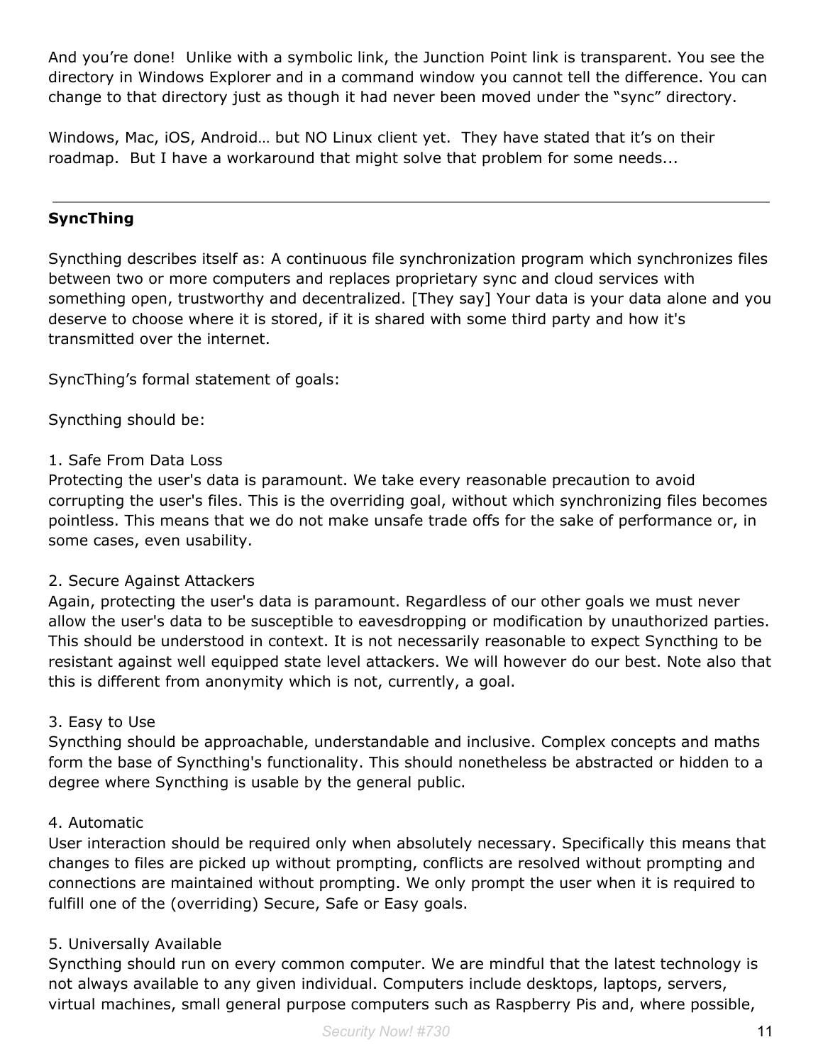And you're done!  Unlike with a symbolic link, the Junction Point link is transparent. You see the directory in Windows Explorer and in a command window you cannot tell the difference. You can change to that directory just as though it had never been moved under the "sync" directory.

Windows, Mac, iOS, Android… but NO Linux client yet.  They have stated that it's on their roadmap.  But I have a workaround that might solve that problem for some needs...

---

**SyncThing**

Syncthing describes itself as: A continuous file synchronization program which synchronizes files between two or more computers and replaces proprietary sync and cloud services with something open, trustworthy and decentralized. [They say] Your data is your data alone and you deserve to choose where it is stored, if it is shared with some third party and how it's transmitted over the internet.

SyncThing's formal statement of goals:

Syncthing should be:

1. Safe From Data Loss
Protecting the user's data is paramount. We take every reasonable precaution to avoid corrupting the user's files. This is the overriding goal, without which synchronizing files becomes pointless. This means that we do not make unsafe trade offs for the sake of performance or, in some cases, even usability.

2. Secure Against Attackers
Again, protecting the user's data is paramount. Regardless of our other goals we must never allow the user's data to be susceptible to eavesdropping or modification by unauthorized parties. This should be understood in context. It is not necessarily reasonable to expect Syncthing to be resistant against well equipped state level attackers. We will however do our best. Note also that this is different from anonymity which is not, currently, a goal.

3. Easy to Use
Syncthing should be approachable, understandable and inclusive. Complex concepts and maths form the base of Syncthing's functionality. This should nonetheless be abstracted or hidden to a degree where Syncthing is usable by the general public.

4. Automatic
User interaction should be required only when absolutely necessary. Specifically this means that changes to files are picked up without prompting, conflicts are resolved without prompting and connections are maintained without prompting. We only prompt the user when it is required to fulfill one of the (overriding) Secure, Safe or Easy goals.

5. Universally Available
Syncthing should run on every common computer. We are mindful that the latest technology is not always available to any given individual. Computers include desktops, laptops, servers, virtual machines, small general purpose computers such as Raspberry Pis and, where possible,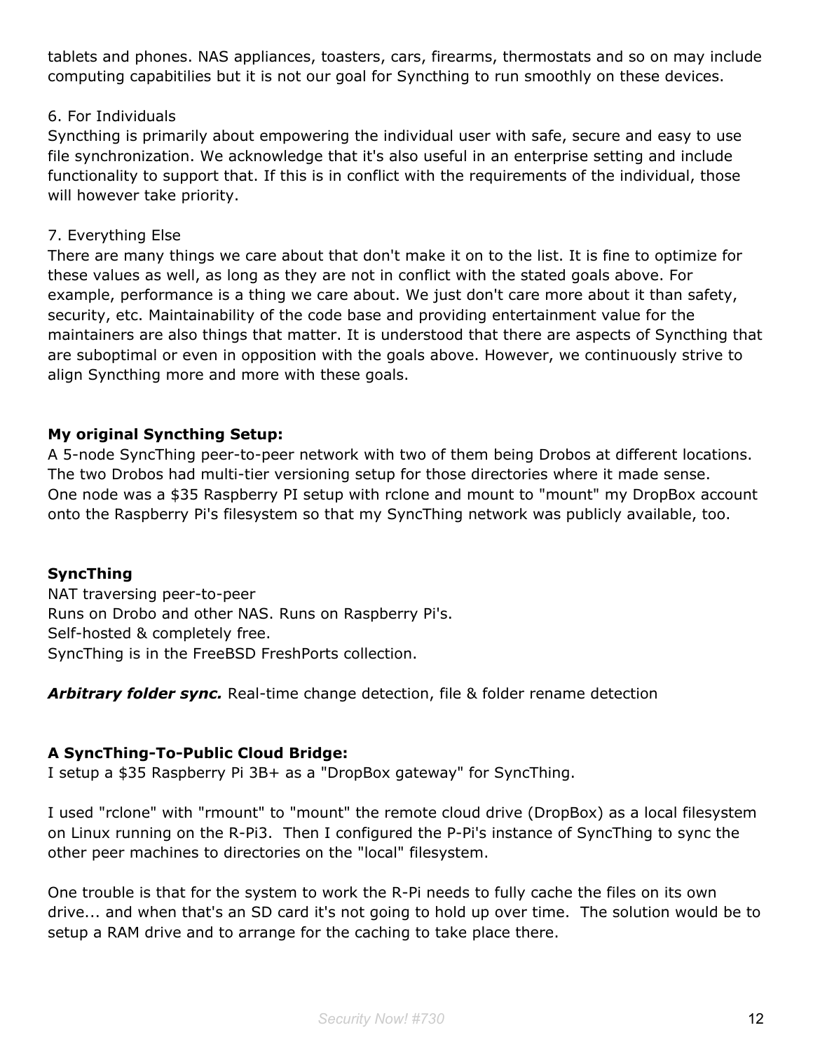tablets and phones. NAS appliances, toasters, cars, firearms, thermostats and so on may include computing capabitilies but it is not our goal for Syncthing to run smoothly on these devices.

6. For Individuals
Syncthing is primarily about empowering the individual user with safe, secure and easy to use file synchronization. We acknowledge that it's also useful in an enterprise setting and include functionality to support that. If this is in conflict with the requirements of the individual, those will however take priority.

7. Everything Else
There are many things we care about that don't make it on to the list. It is fine to optimize for these values as well, as long as they are not in conflict with the stated goals above. For example, performance is a thing we care about. We just don't care more about it than safety, security, etc. Maintainability of the code base and providing entertainment value for the maintainers are also things that matter. It is understood that there are aspects of Syncthing that are suboptimal or even in opposition with the goals above. However, we continuously strive to align Syncthing more and more with these goals.

**My original Syncthing Setup:**
A 5-node SyncThing peer-to-peer network with two of them being Drobos at different locations. The two Drobos had multi-tier versioning setup for those directories where it made sense. One node was a $35 Raspberry PI setup with rclone and mount to "mount" my DropBox account onto the Raspberry Pi's filesystem so that my SyncThing network was publicly available, too.

**SyncThing**
NAT traversing peer-to-peer
Runs on Drobo and other NAS. Runs on Raspberry Pi's.
Self-hosted & completely free.
SyncThing is in the FreeBSD FreshPorts collection.

***Arbitrary folder sync.*** Real-time change detection, file & folder rename detection

**A SyncThing-To-Public Cloud Bridge:**
I setup a $35 Raspberry Pi 3B+ as a "DropBox gateway" for SyncThing.

I used "rclone" with "rmount" to "mount" the remote cloud drive (DropBox) as a local filesystem on Linux running on the R-Pi3. Then I configured the P-Pi's instance of SyncThing to sync the other peer machines to directories on the "local" filesystem.

One trouble is that for the system to work the R-Pi needs to fully cache the files on its own drive... and when that's an SD card it's not going to hold up over time. The solution would be to setup a RAM drive and to arrange for the caching to take place there.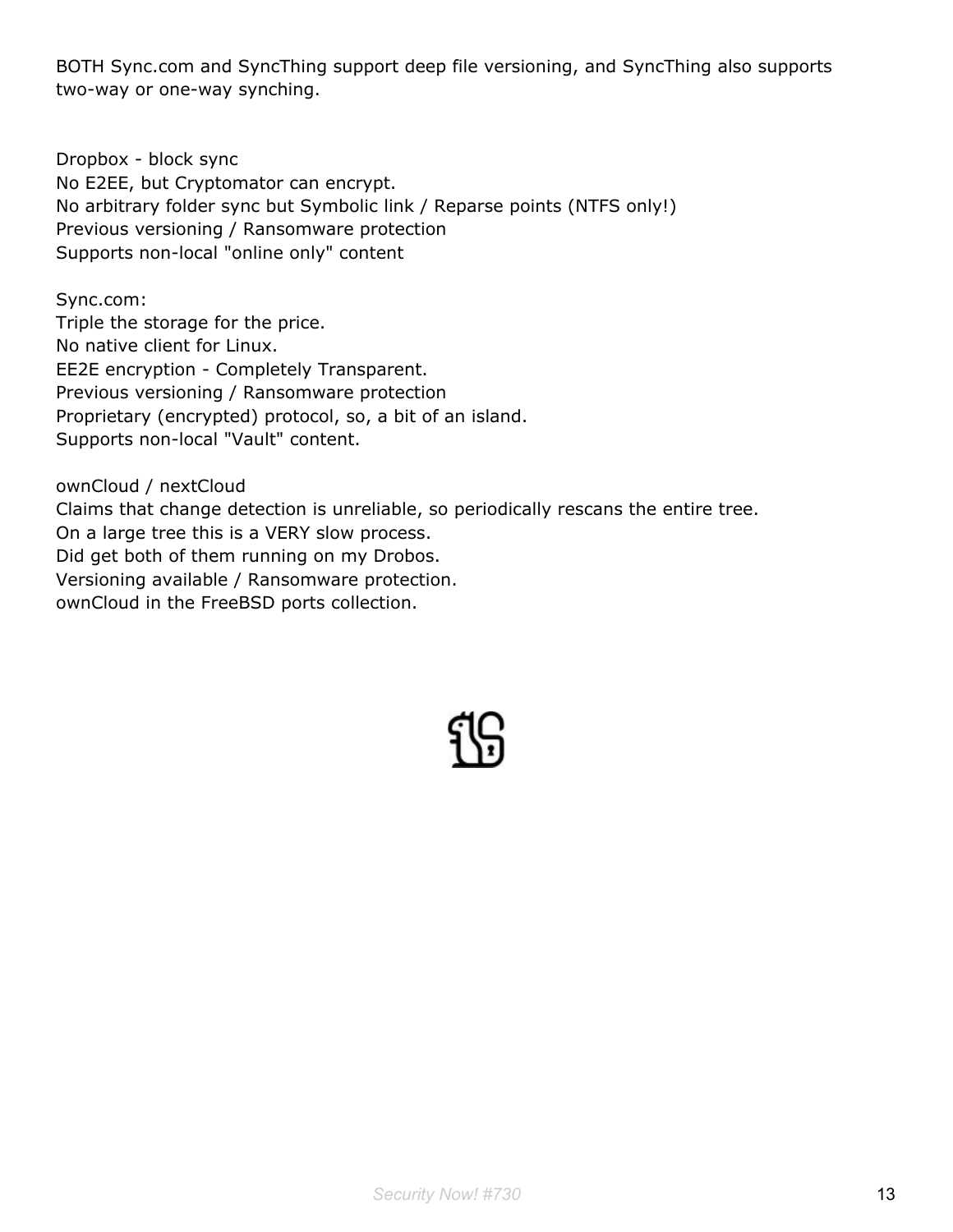BOTH Sync.com and SyncThing support deep file versioning, and SyncThing also supports two-way or one-way synching.

Dropbox - block sync
No E2EE, but Cryptomator can encrypt.
No arbitrary folder sync but Symbolic link / Reparse points (NTFS only!)
Previous versioning / Ransomware protection
Supports non-local "online only" content

Sync.com:
Triple the storage for the price.
No native client for Linux.
EE2E encryption - Completely Transparent.
Previous versioning / Ransomware protection
Proprietary (encrypted) protocol, so, a bit of an island.
Supports non-local "Vault" content.

ownCloud / nextCloud
Claims that change detection is unreliable, so periodically rescans the entire tree.
On a large tree this is a VERY slow process.
Did get both of them running on my Drobos.
Versioning available / Ransomware protection.
ownCloud in the FreeBSD ports collection.